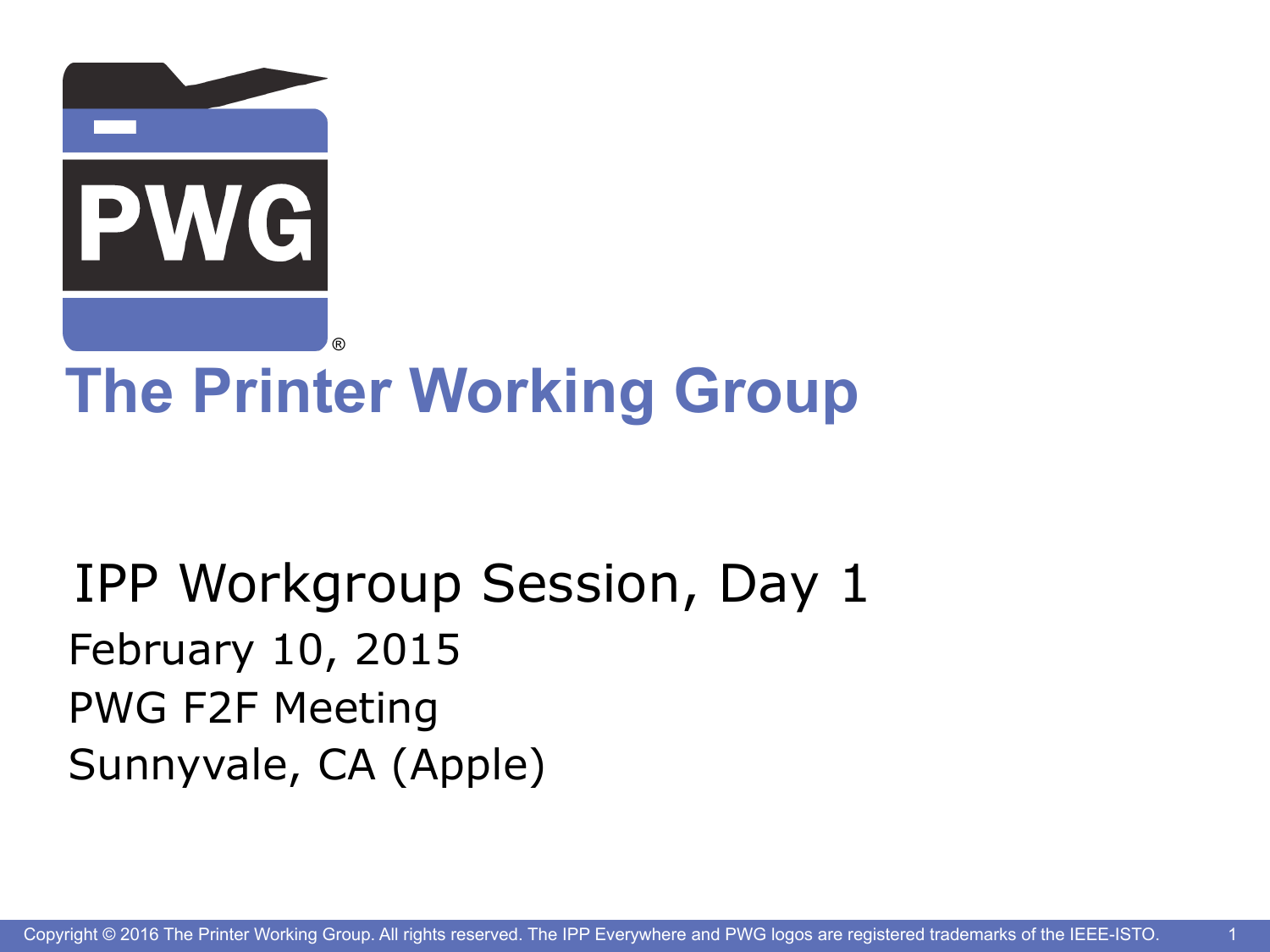# The Printer Working Group

## IPP Workgroup Session, Day 1

February 10, 2015

PWG F2F Meeting

Sunnyvale, CA (Apple)

Copyright © 2016 The Printer Working Group. All rights reserved. The IPP Everywhere and PWG logos are registered trademarks of the IEEE-ISTO.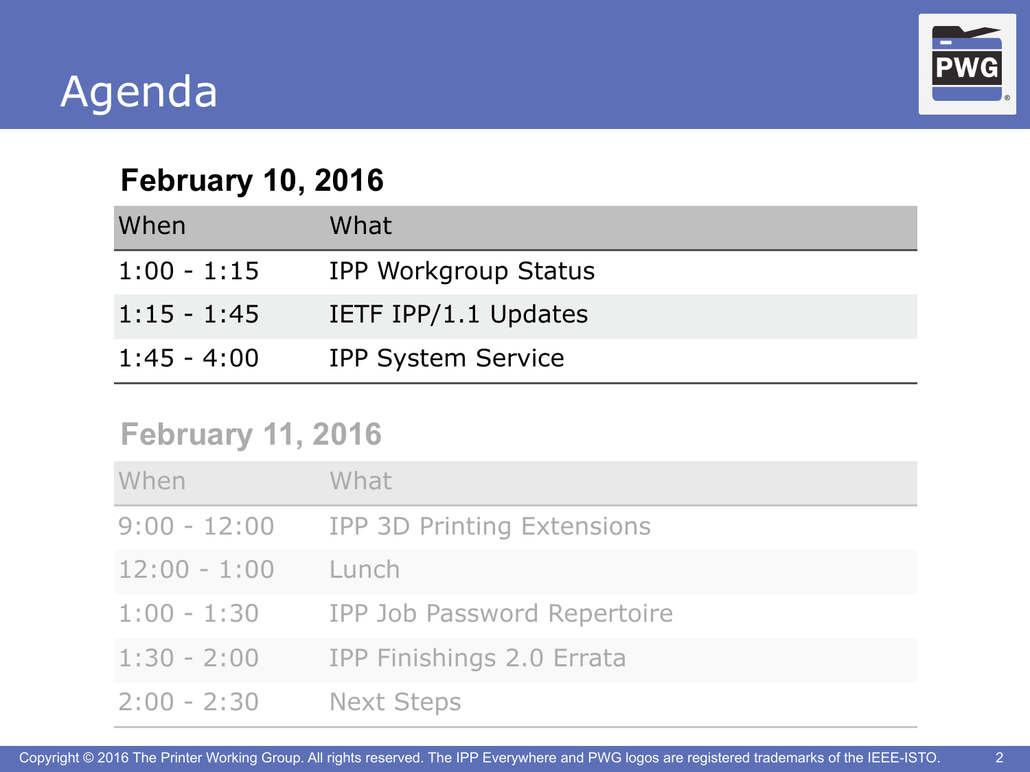# Agenda

## February 10, 2016

| When | What |
| --- | --- |
| 1:00 - 1:15 | IPP Workgroup Status |
| 1:15 - 1:45 | IETF IPP/1.1 Updates |
| 1:45 - 4:00 | IPP System Service |

## February 11, 2016

| When | What |
| --- | --- |
| 9:00 - 12:00 | IPP 3D Printing Extensions |
| 12:00 - 1:00 | Lunch |
| 1:00 - 1:30 | IPP Job Password Repertoire |
| 1:30 - 2:00 | IPP Finishings 2.0 Errata |
| 2:00 - 2:30 | Next Steps |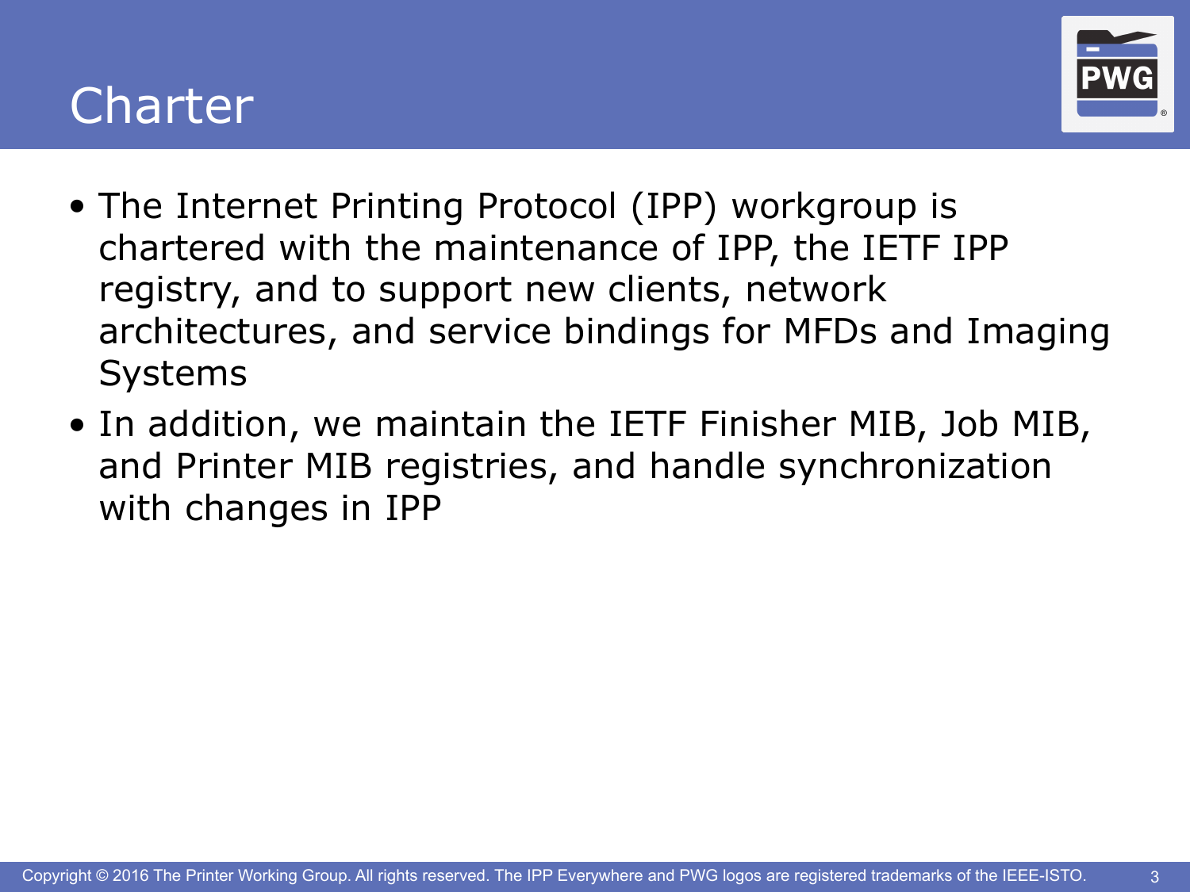# Charter

- The Internet Printing Protocol (IPP) workgroup is chartered with the maintenance of IPP, the IETF IPP registry, and to support new clients, network architectures, and service bindings for MFDs and Imaging Systems
- In addition, we maintain the IETF Finisher MIB, Job MIB, and Printer MIB registries, and handle synchronization with changes in IPP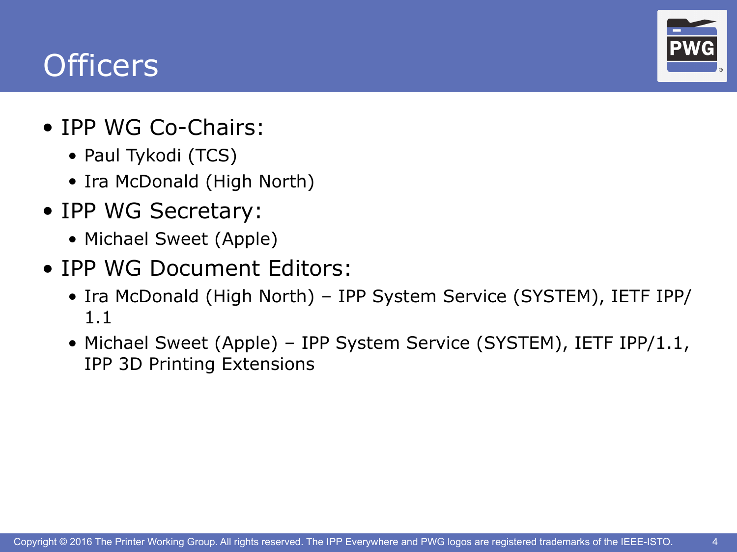# Officers

- IPP WG Co-Chairs:
  - Paul Tykodi (TCS)
  - Ira McDonald (High North)
- IPP WG Secretary:
  - Michael Sweet (Apple)
- IPP WG Document Editors:
  - Ira McDonald (High North) – IPP System Service (SYSTEM), IETF IPP/1.1
  - Michael Sweet (Apple) – IPP System Service (SYSTEM), IETF IPP/1.1, IPP 3D Printing Extensions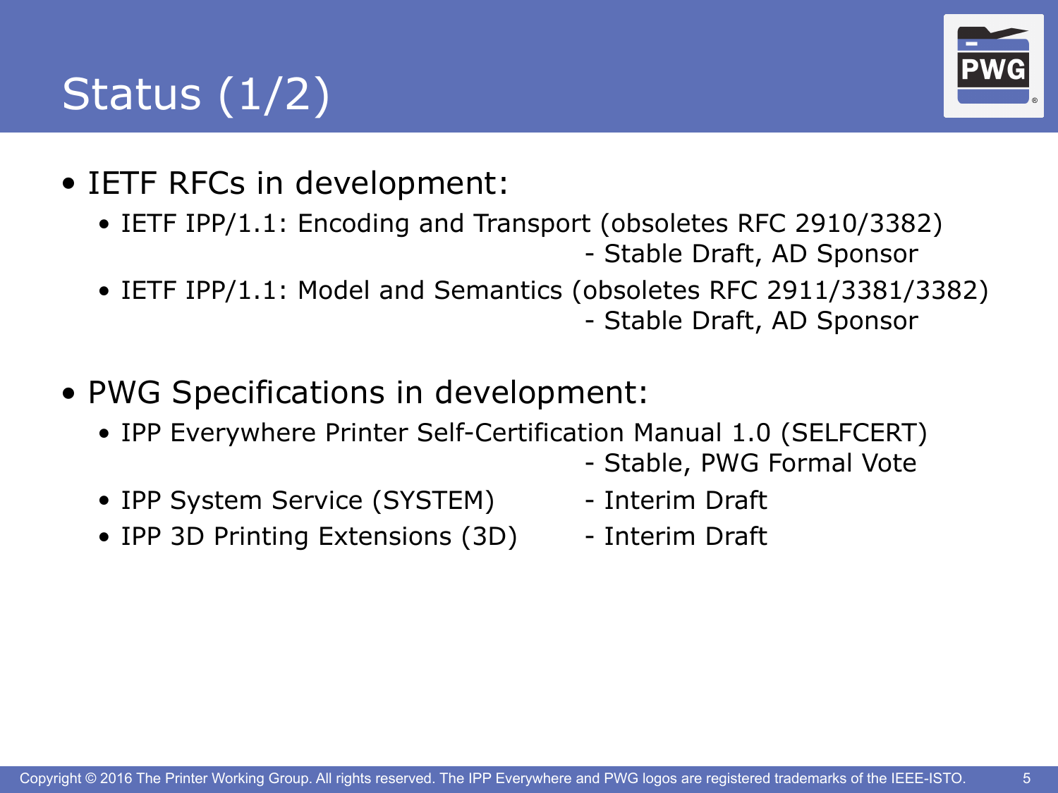# Status (1/2)

- IETF RFCs in development:
  - IETF IPP/1.1: Encoding and Transport (obsoletes RFC 2910/3382) - Stable Draft, AD Sponsor
  - IETF IPP/1.1: Model and Semantics (obsoletes RFC 2911/3381/3382) - Stable Draft, AD Sponsor
- PWG Specifications in development:
  - IPP Everywhere Printer Self-Certification Manual 1.0 (SELFCERT) - Stable, PWG Formal Vote
  - IPP System Service (SYSTEM) - Interim Draft
  - IPP 3D Printing Extensions (3D) - Interim Draft

Copyright © 2016 The Printer Working Group. All rights reserved. The IPP Everywhere and PWG logos are registered trademarks of the IEEE-ISTO.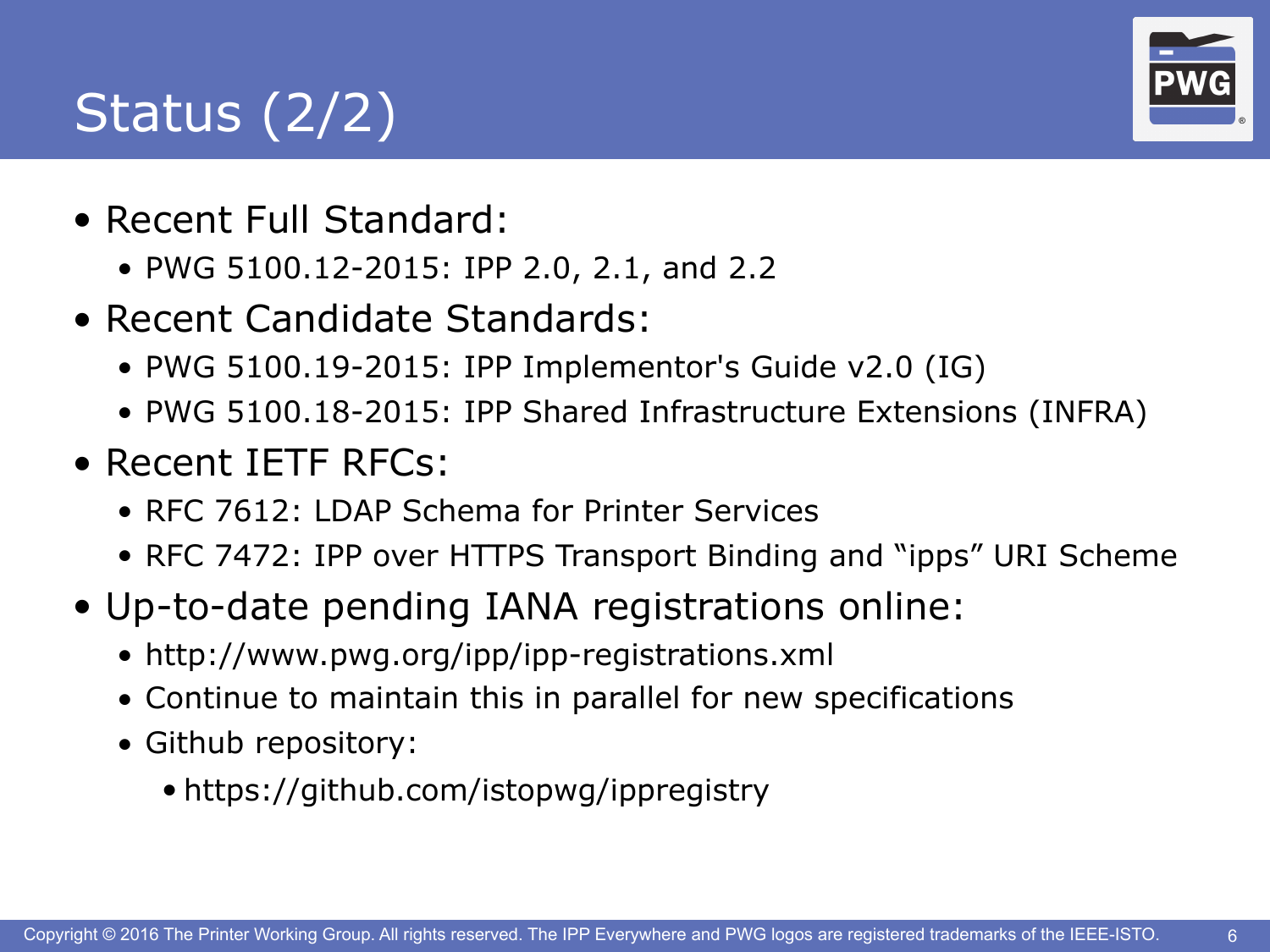# Status (2/2)

- Recent Full Standard:
  - PWG 5100.12-2015: IPP 2.0, 2.1, and 2.2
- Recent Candidate Standards:
  - PWG 5100.19-2015: IPP Implementor's Guide v2.0 (IG)
  - PWG 5100.18-2015: IPP Shared Infrastructure Extensions (INFRA)
- Recent IETF RFCs:
  - RFC 7612: LDAP Schema for Printer Services
  - RFC 7472: IPP over HTTPS Transport Binding and “ipps” URI Scheme
- Up-to-date pending IANA registrations online:
  - http://www.pwg.org/ipp/ipp-registrations.xml
  - Continue to maintain this in parallel for new specifications
  - Github repository:
    - https://github.com/istopwg/ippregistry

Copyright © 2016 The Printer Working Group. All rights reserved. The IPP Everywhere and PWG logos are registered trademarks of the IEEE-ISTO.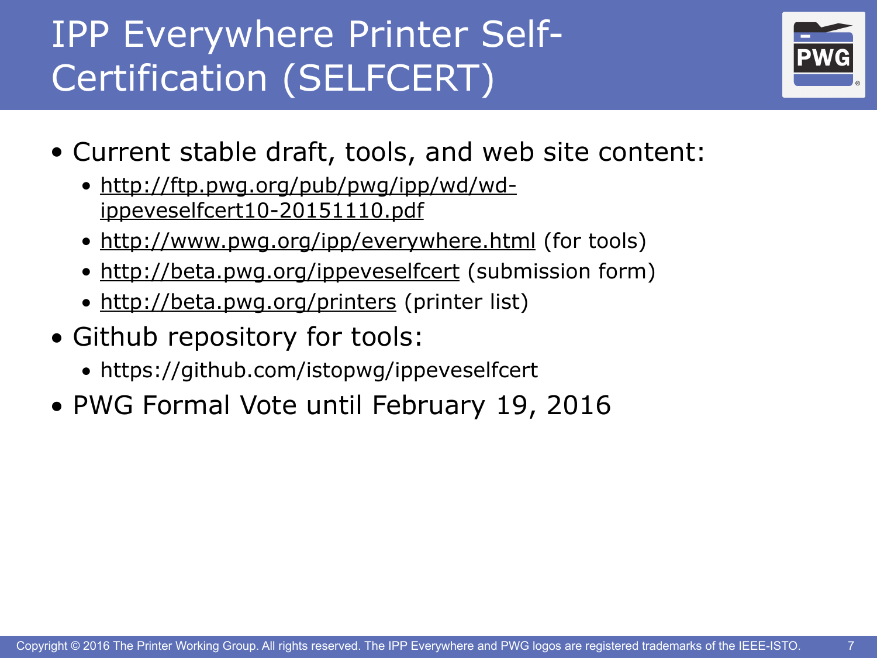# IPP Everywhere Printer Self-Certification (SELFCERT)

- Current stable draft, tools, and web site content:
  - http://ftp.pwg.org/pub/pwg/ipp/wd/wd-ippeveselfcert10-20151110.pdf
  - http://www.pwg.org/ipp/everywhere.html (for tools)
  - http://beta.pwg.org/ippeveselfcert (submission form)
  - http://beta.pwg.org/printers (printer list)
- Github repository for tools:
  - https://github.com/istopwg/ippeveselfcert
- PWG Formal Vote until February 19, 2016

Copyright © 2016 The Printer Working Group. All rights reserved. The IPP Everywhere and PWG logos are registered trademarks of the IEEE-ISTO.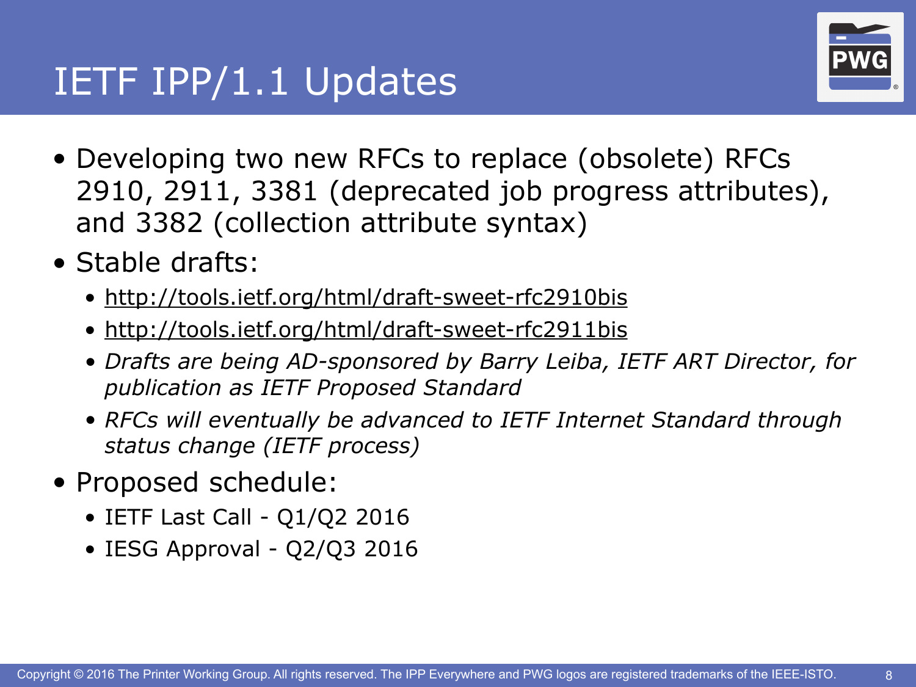# IETF IPP/1.1 Updates

- Developing two new RFCs to replace (obsolete) RFCs 2910, 2911, 3381 (deprecated job progress attributes), and 3382 (collection attribute syntax)
- Stable drafts:
  - http://tools.ietf.org/html/draft-sweet-rfc2910bis
  - http://tools.ietf.org/html/draft-sweet-rfc2911bis
  - *Drafts are being AD-sponsored by Barry Leiba, IETF ART Director, for publication as IETF Proposed Standard*
  - *RFCs will eventually be advanced to IETF Internet Standard through status change (IETF process)*
- Proposed schedule:
  - IETF Last Call - Q1/Q2 2016
  - IESG Approval - Q2/Q3 2016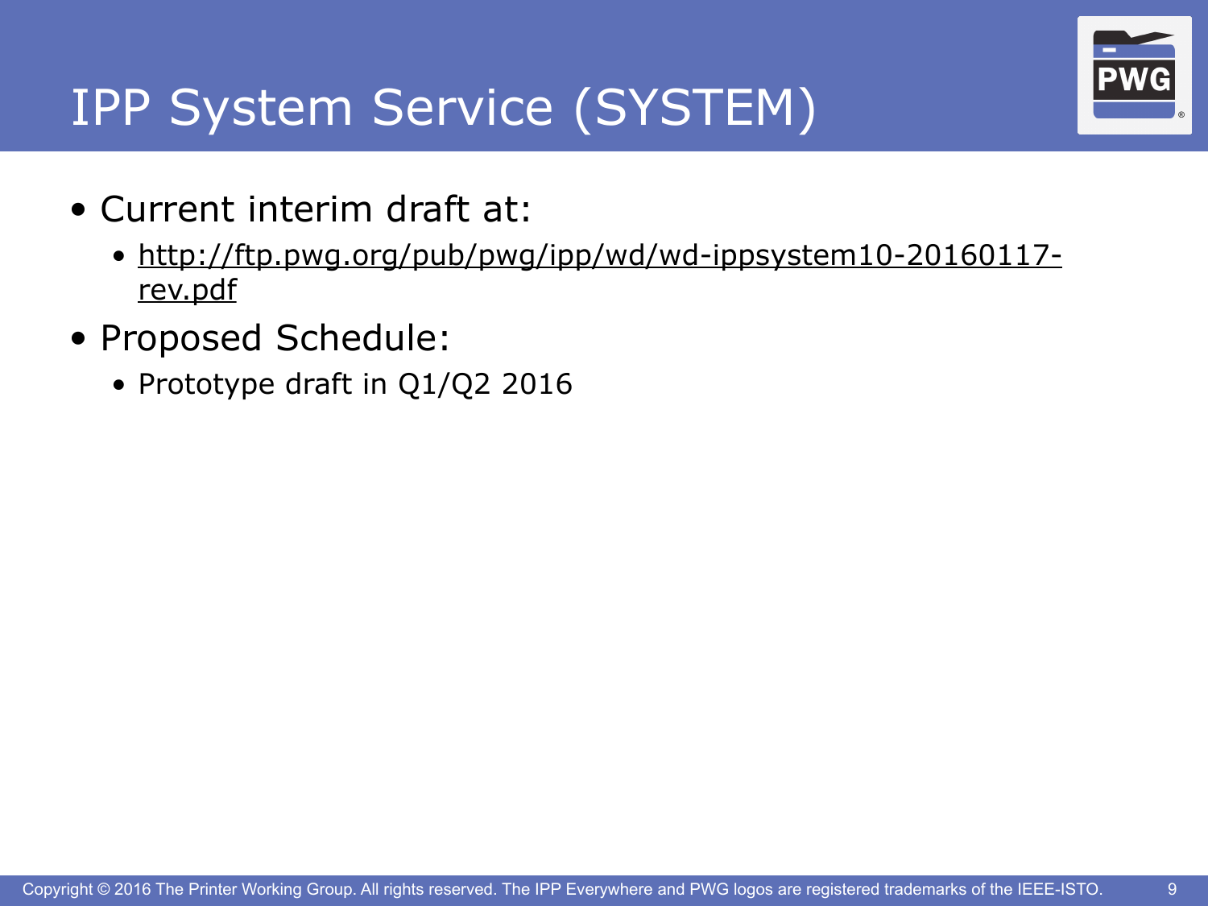# IPP System Service (SYSTEM)

- Current interim draft at:
  - http://ftp.pwg.org/pub/pwg/ipp/wd/wd-ippsystem10-20160117-rev.pdf
- Proposed Schedule:
  - Prototype draft in Q1/Q2 2016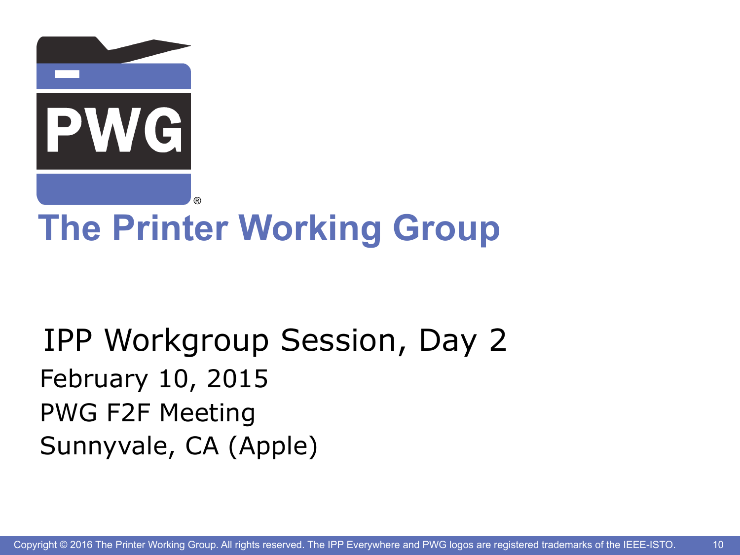# The Printer Working Group

## IPP Workgroup Session, Day 2

February 10, 2015

PWG F2F Meeting

Sunnyvale, CA (Apple)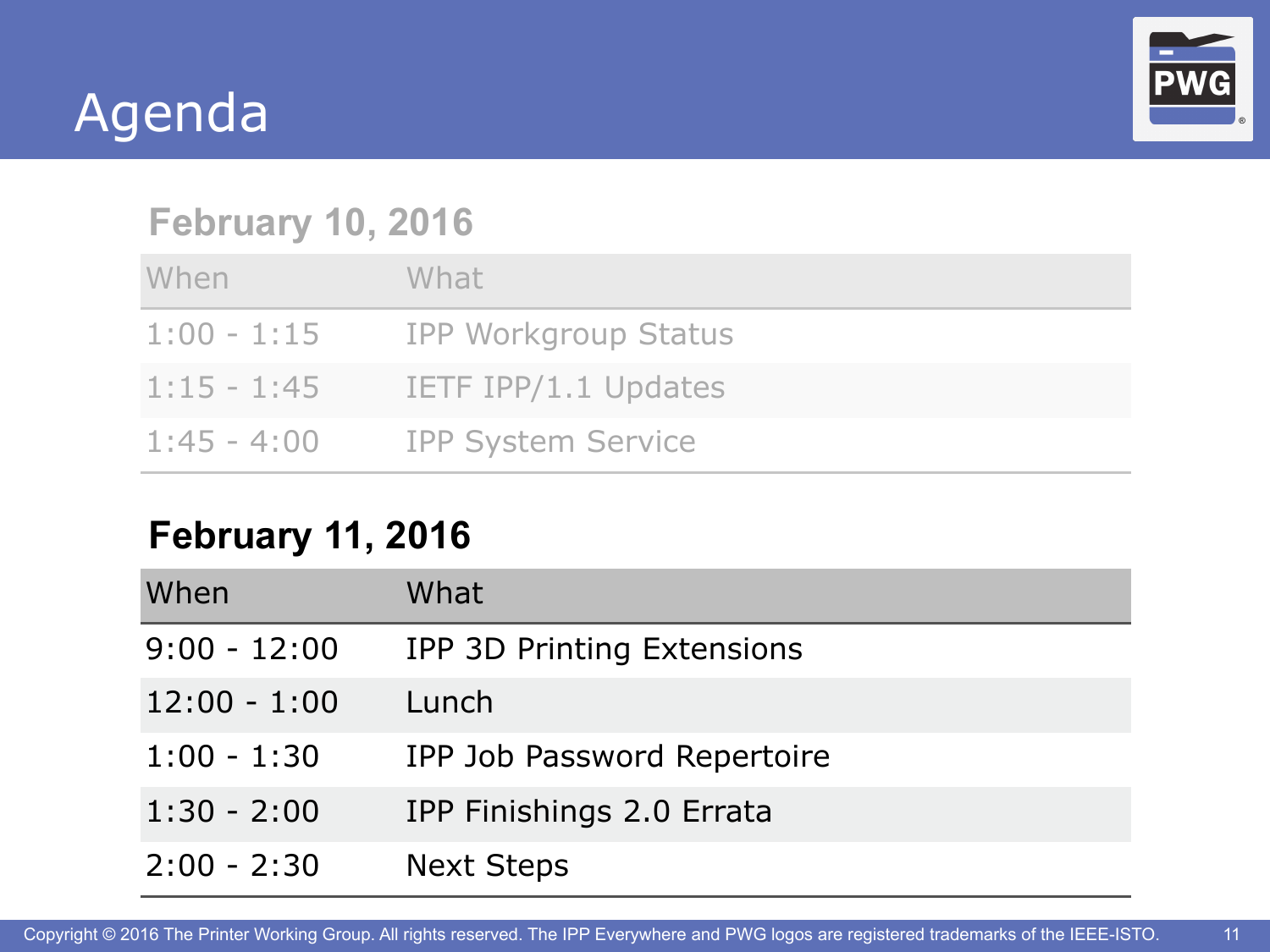# Agenda

## February 10, 2016

| When | What |
|---|---|
| 1:00 - 1:15 | IPP Workgroup Status |
| 1:15 - 1:45 | IETF IPP/1.1 Updates |
| 1:45 - 4:00 | IPP System Service |

## February 11, 2016

| When | What |
|---|---|
| 9:00 - 12:00 | IPP 3D Printing Extensions |
| 12:00 - 1:00 | Lunch |
| 1:00 - 1:30 | IPP Job Password Repertoire |
| 1:30 - 2:00 | IPP Finishings 2.0 Errata |
| 2:00 - 2:30 | Next Steps |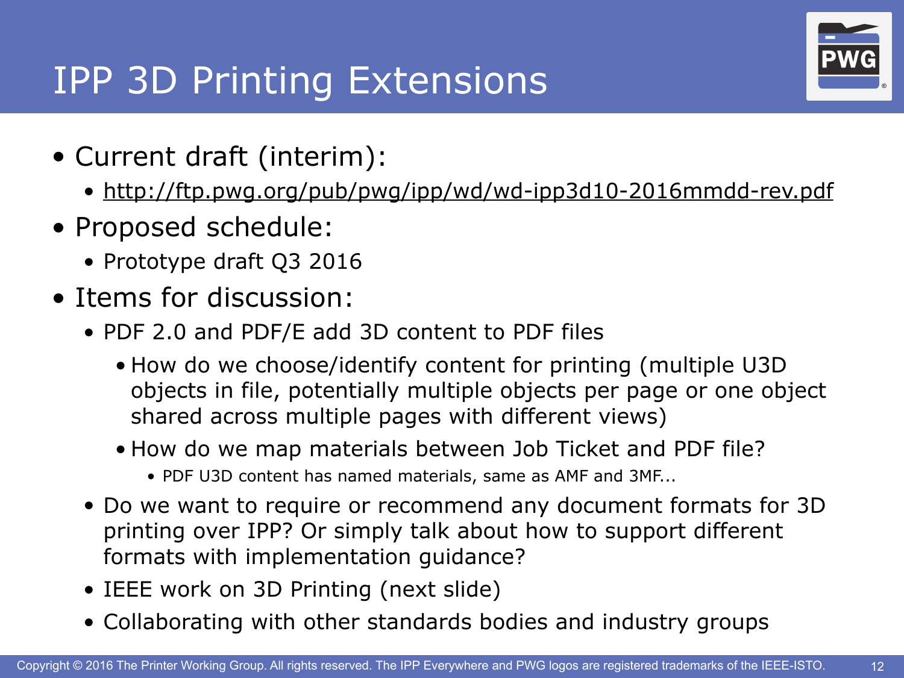# IPP 3D Printing Extensions

- Current draft (interim):
  - http://ftp.pwg.org/pub/pwg/ipp/wd/wd-ipp3d10-2016mmdd-rev.pdf
- Proposed schedule:
  - Prototype draft Q3 2016
- Items for discussion:
  - PDF 2.0 and PDF/E add 3D content to PDF files
    - How do we choose/identify content for printing (multiple U3D objects in file, potentially multiple objects per page or one object shared across multiple pages with different views)
    - How do we map materials between Job Ticket and PDF file?
      - PDF U3D content has named materials, same as AMF and 3MF...
  - Do we want to require or recommend any document formats for 3D printing over IPP? Or simply talk about how to support different formats with implementation guidance?
  - IEEE work on 3D Printing (next slide)
  - Collaborating with other standards bodies and industry groups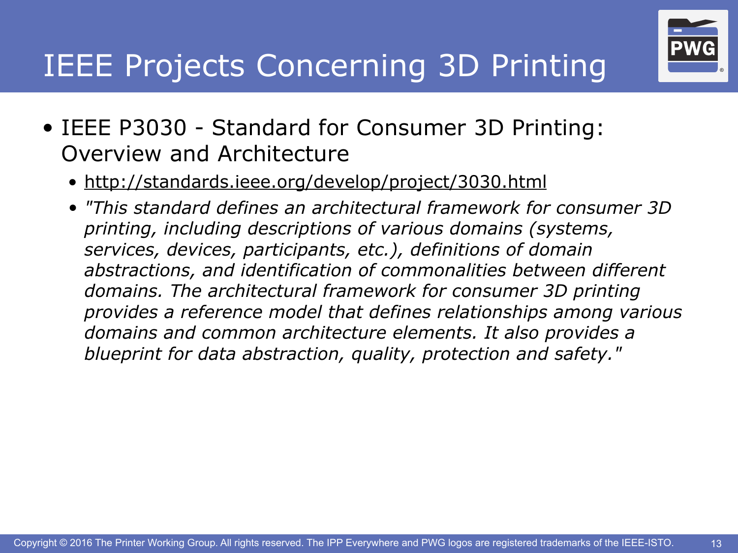# IEEE Projects Concerning 3D Printing

- IEEE P3030 - Standard for Consumer 3D Printing: Overview and Architecture
  - http://standards.ieee.org/develop/project/3030.html
  - *"This standard defines an architectural framework for consumer 3D printing, including descriptions of various domains (systems, services, devices, participants, etc.), definitions of domain abstractions, and identification of commonalities between different domains. The architectural framework for consumer 3D printing provides a reference model that defines relationships among various domains and common architecture elements. It also provides a blueprint for data abstraction, quality, protection and safety."*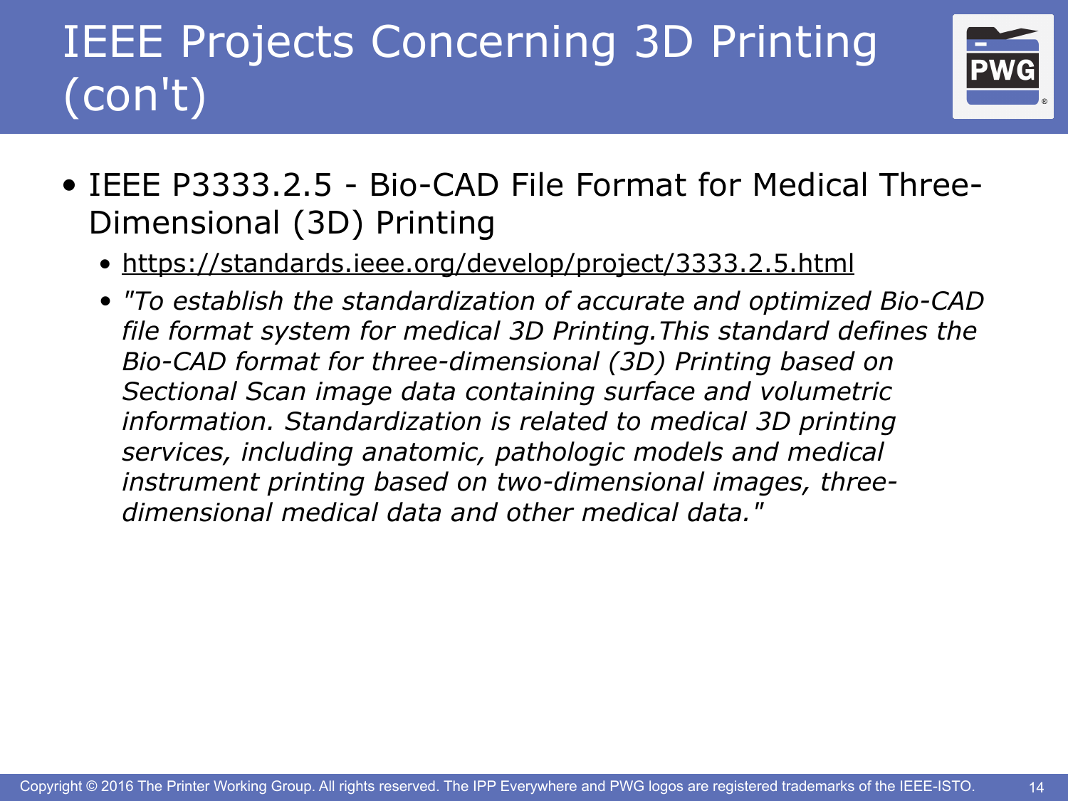# IEEE Projects Concerning 3D Printing (con't)

- IEEE P3333.2.5 - Bio-CAD File Format for Medical Three-Dimensional (3D) Printing
  - https://standards.ieee.org/develop/project/3333.2.5.html
  - *"To establish the standardization of accurate and optimized Bio-CAD file format system for medical 3D Printing.This standard defines the Bio-CAD format for three-dimensional (3D) Printing based on Sectional Scan image data containing surface and volumetric information. Standardization is related to medical 3D printing services, including anatomic, pathologic models and medical instrument printing based on two-dimensional images, three-dimensional medical data and other medical data."*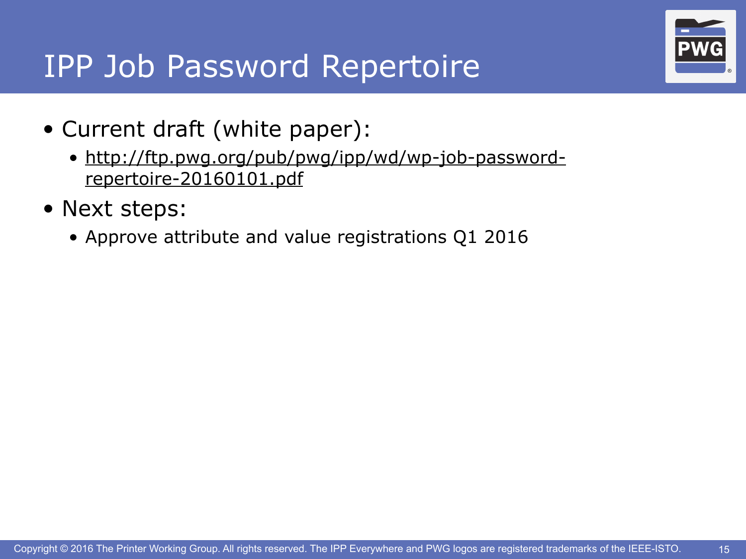# IPP Job Password Repertoire

- Current draft (white paper):
  - http://ftp.pwg.org/pub/pwg/ipp/wd/wp-job-password-repertoire-20160101.pdf
- Next steps:
  - Approve attribute and value registrations Q1 2016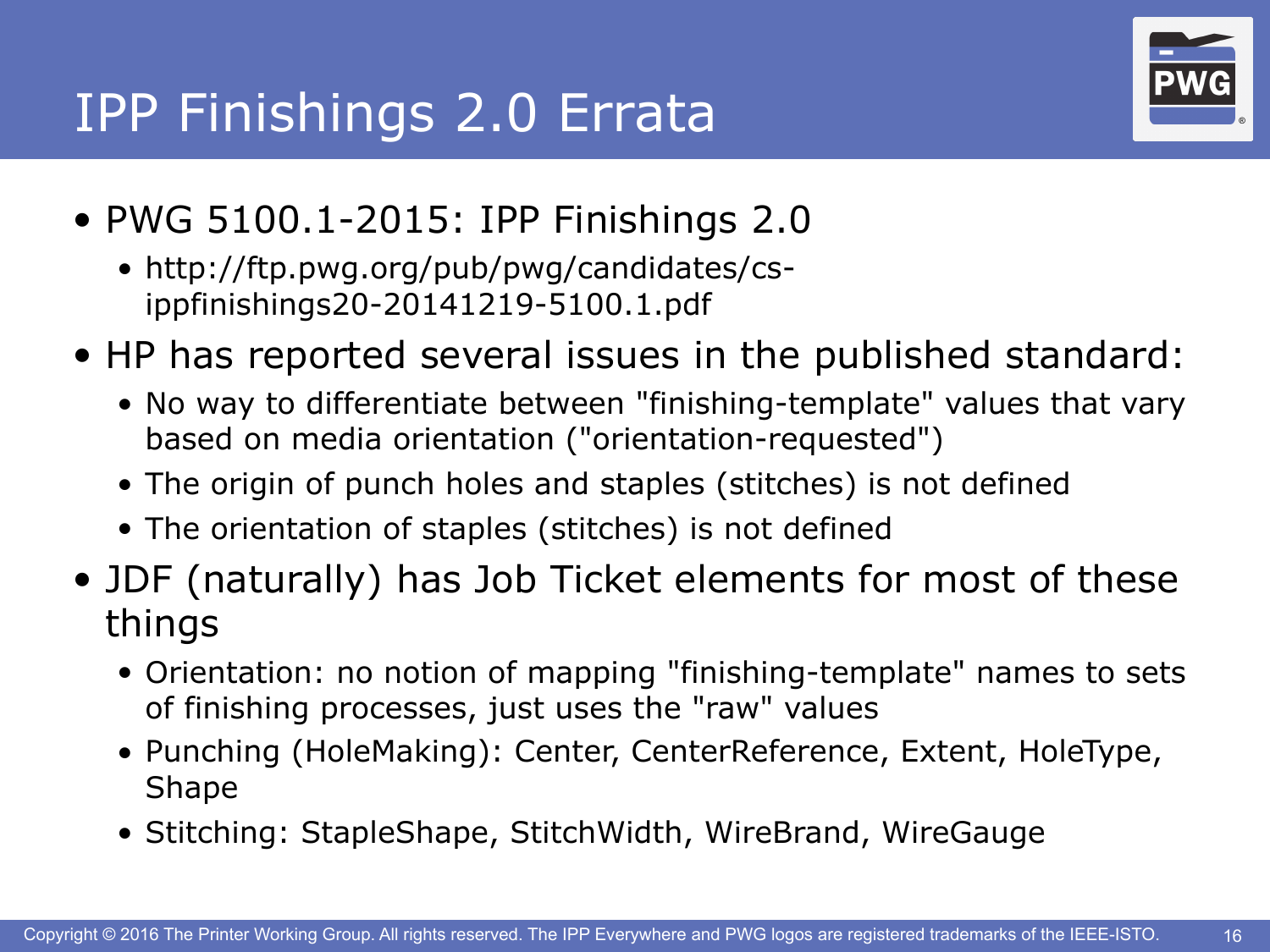# IPP Finishings 2.0 Errata

- PWG 5100.1-2015: IPP Finishings 2.0
  - http://ftp.pwg.org/pub/pwg/candidates/cs-ippfinishings20-20141219-5100.1.pdf
- HP has reported several issues in the published standard:
  - No way to differentiate between "finishing-template" values that vary based on media orientation ("orientation-requested")
  - The origin of punch holes and staples (stitches) is not defined
  - The orientation of staples (stitches) is not defined
- JDF (naturally) has Job Ticket elements for most of these things
  - Orientation: no notion of mapping "finishing-template" names to sets of finishing processes, just uses the "raw" values
  - Punching (HoleMaking): Center, CenterReference, Extent, HoleType, Shape
  - Stitching: StapleShape, StitchWidth, WireBrand, WireGauge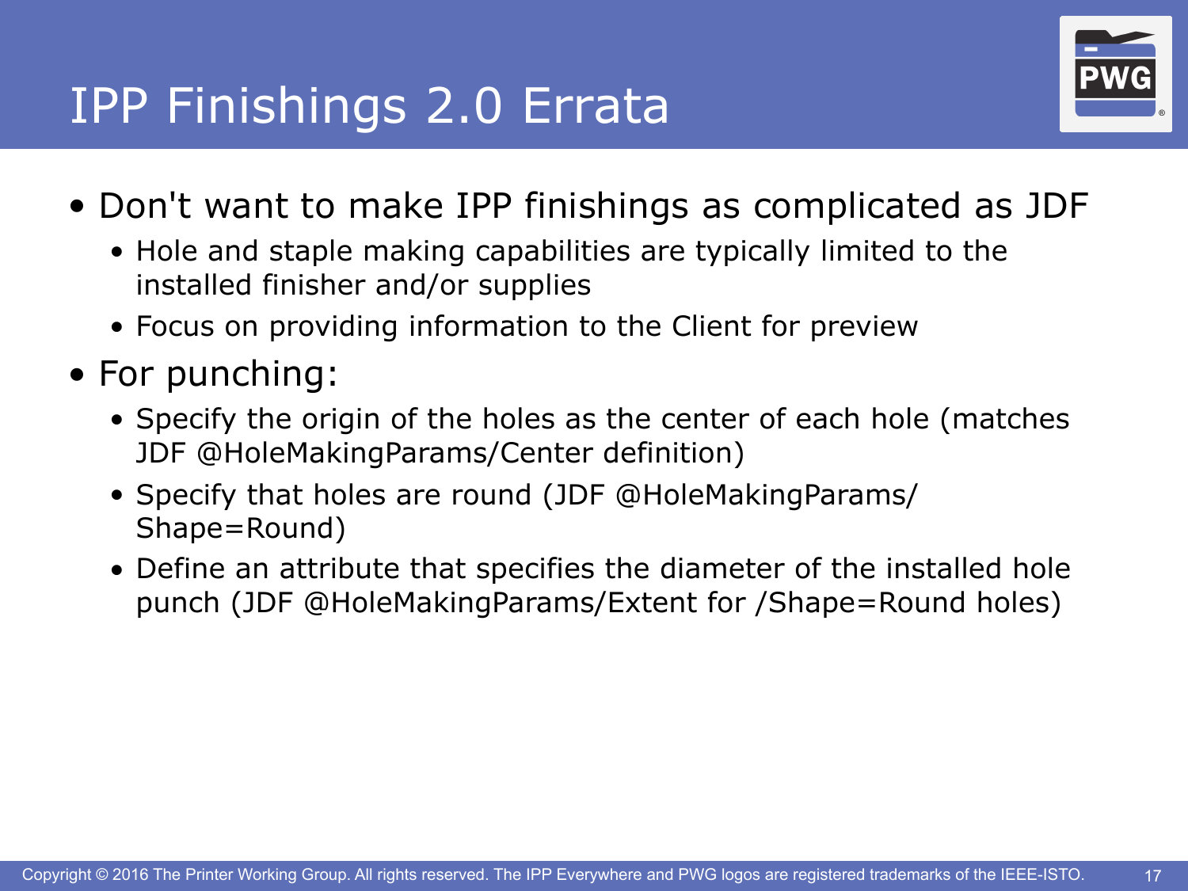# IPP Finishings 2.0 Errata

- Don't want to make IPP finishings as complicated as JDF
  - Hole and staple making capabilities are typically limited to the installed finisher and/or supplies
  - Focus on providing information to the Client for preview
- For punching:
  - Specify the origin of the holes as the center of each hole (matches JDF @HoleMakingParams/Center definition)
  - Specify that holes are round (JDF @HoleMakingParams/Shape=Round)
  - Define an attribute that specifies the diameter of the installed hole punch (JDF @HoleMakingParams/Extent for /Shape=Round holes)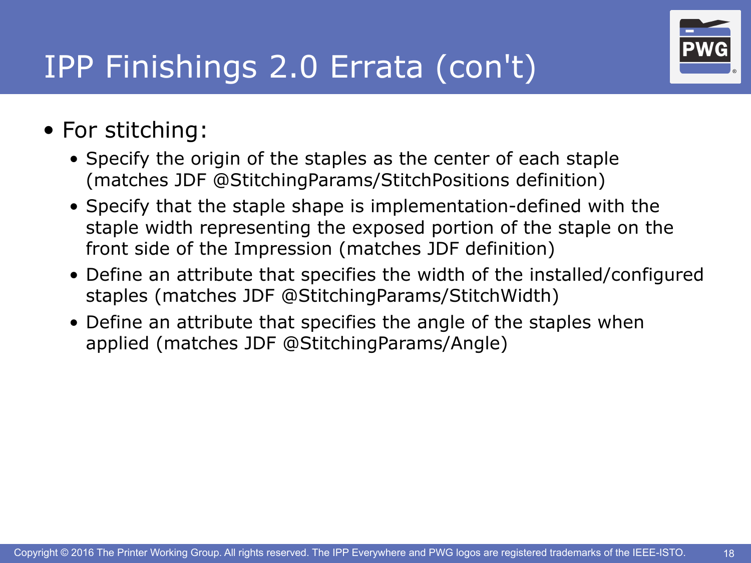# IPP Finishings 2.0 Errata (con't)

- For stitching:
  - Specify the origin of the staples as the center of each staple (matches JDF @StitchingParams/StitchPositions definition)
  - Specify that the staple shape is implementation-defined with the staple width representing the exposed portion of the staple on the front side of the Impression (matches JDF definition)
  - Define an attribute that specifies the width of the installed/configured staples (matches JDF @StitchingParams/StitchWidth)
  - Define an attribute that specifies the angle of the staples when applied (matches JDF @StitchingParams/Angle)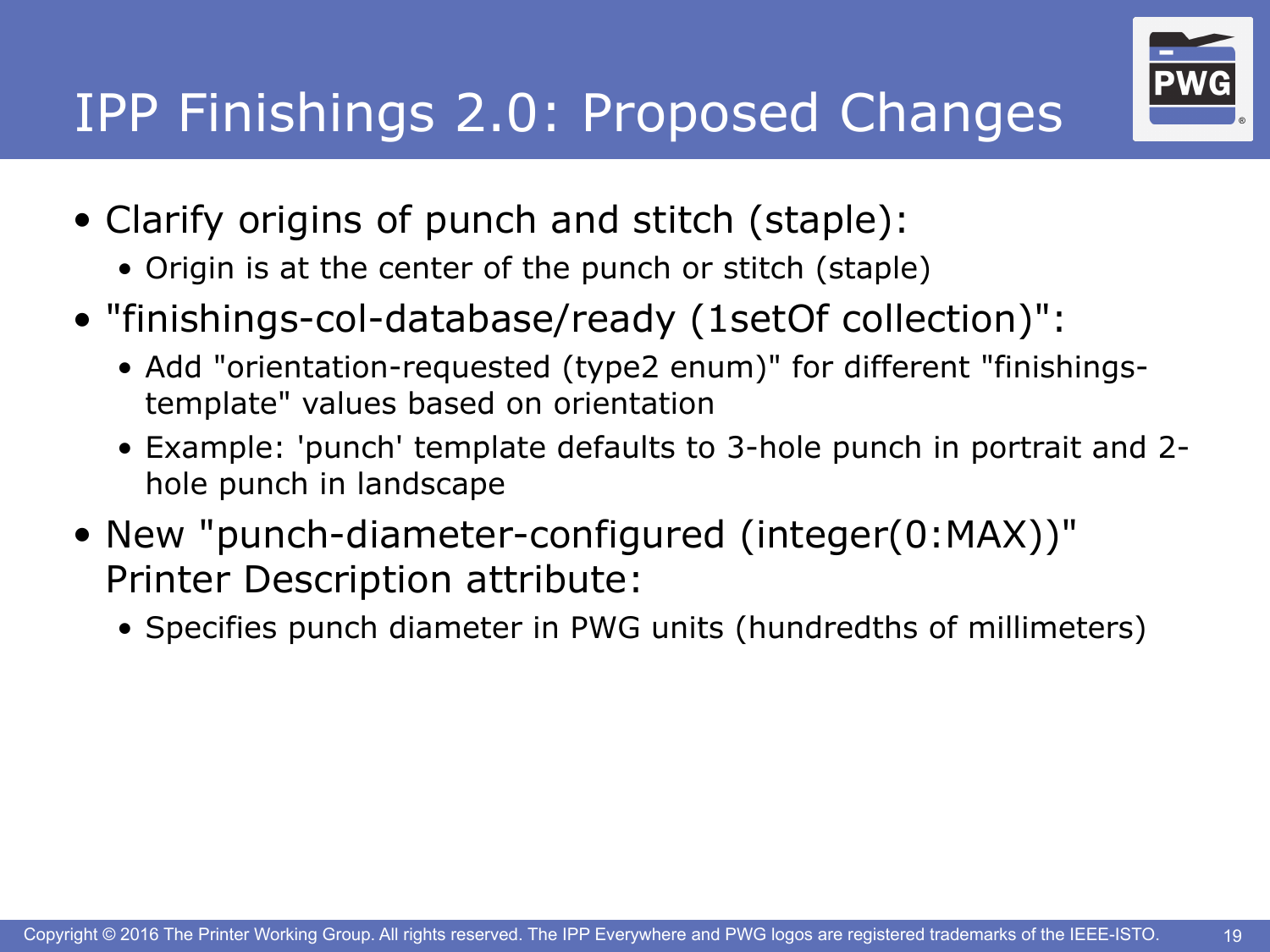# IPP Finishings 2.0: Proposed Changes

- Clarify origins of punch and stitch (staple):
  - Origin is at the center of the punch or stitch (staple)
- "finishings-col-database/ready (1setOf collection)":
  - Add "orientation-requested (type2 enum)" for different "finishings-template" values based on orientation
  - Example: 'punch' template defaults to 3-hole punch in portrait and 2-hole punch in landscape
- New "punch-diameter-configured (integer(0:MAX))" Printer Description attribute:
  - Specifies punch diameter in PWG units (hundredths of millimeters)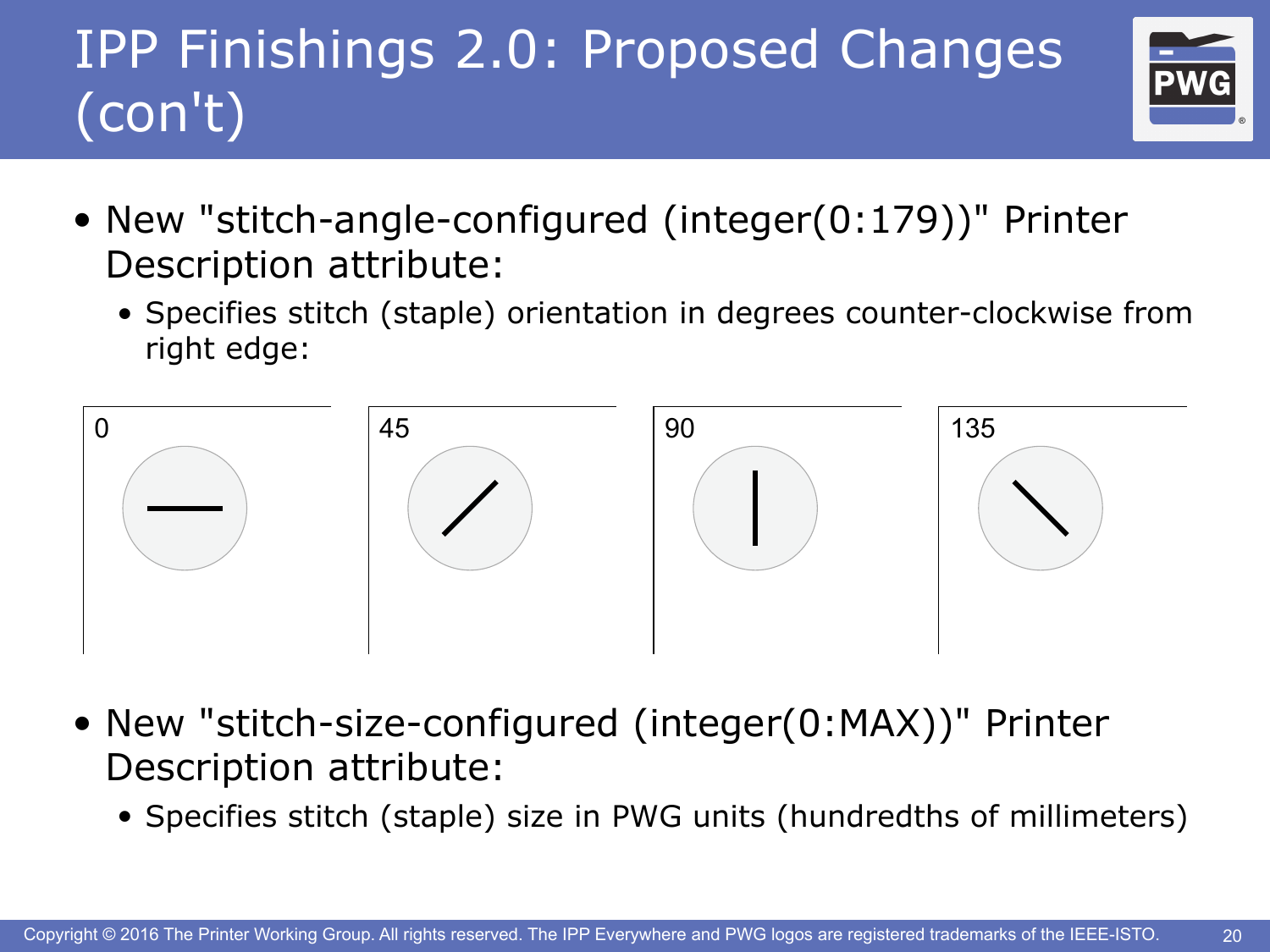# IPP Finishings 2.0: Proposed Changes (con't)

- New "stitch-angle-configured (integer(0:179))" Printer Description attribute:
  - Specifies stitch (staple) orientation in degrees counter-clockwise from right edge:

0 45 90 135

- New "stitch-size-configured (integer(0:MAX))" Printer Description attribute:
  - Specifies stitch (staple) size in PWG units (hundredths of millimeters)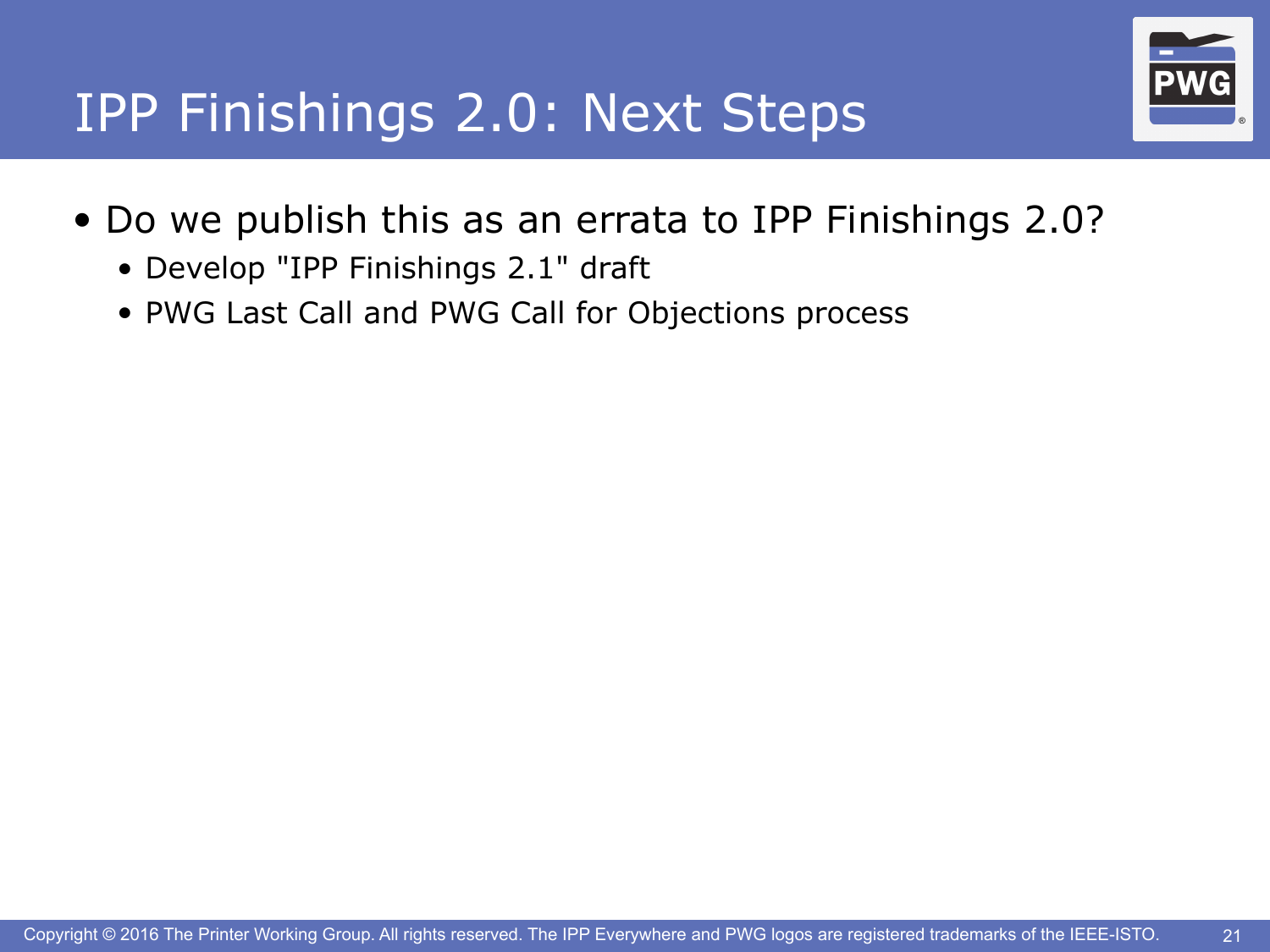# IPP Finishings 2.0: Next Steps

- Do we publish this as an errata to IPP Finishings 2.0?
  - Develop "IPP Finishings 2.1" draft
  - PWG Last Call and PWG Call for Objections process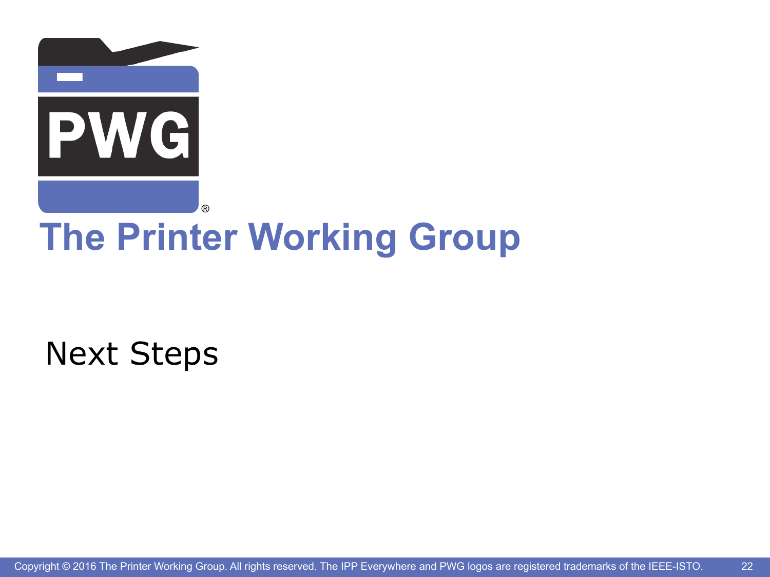# The Printer Working Group

## Next Steps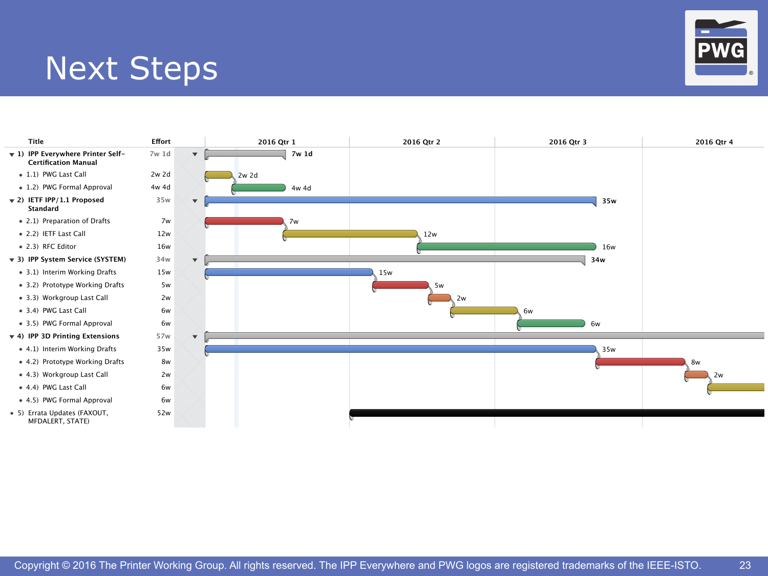# Next Steps

| Title | Effort |
|---|---|
| 1) IPP Everywhere Printer Self-Certification Manual | 7w 1d |
| • 1.1) PWG Last Call | 2w 2d |
| • 1.2) PWG Formal Approval | 4w 4d |
| 2) IETF IPP/1.1 Proposed Standard | 35w |
| • 2.1) Preparation of Drafts | 7w |
| • 2.2) IETF Last Call | 12w |
| • 2.3) RFC Editor | 16w |
| 3) IPP System Service (SYSTEM) | 34w |
| • 3.1) Interim Working Drafts | 15w |
| • 3.2) Prototype Working Drafts | 5w |
| • 3.3) Workgroup Last Call | 2w |
| • 3.4) PWG Last Call | 6w |
| • 3.5) PWG Formal Approval | 6w |
| 4) IPP 3D Printing Extensions | 57w |
| • 4.1) Interim Working Drafts | 35w |
| • 4.2) Prototype Working Drafts | 8w |
| • 4.3) Workgroup Last Call | 2w |
| • 4.4) PWG Last Call | 6w |
| • 4.5) PWG Formal Approval | 6w |
| • 5) Errata Updates (FAXOUT, MFDALERT, STATE) | 52w |

2016 Qtr 1 | 2016 Qtr 2 | 2016 Qtr 3 | 2016 Qtr 4

Copyright © 2016 The Printer Working Group. All rights reserved. The IPP Everywhere and PWG logos are registered trademarks of the IEEE-ISTO.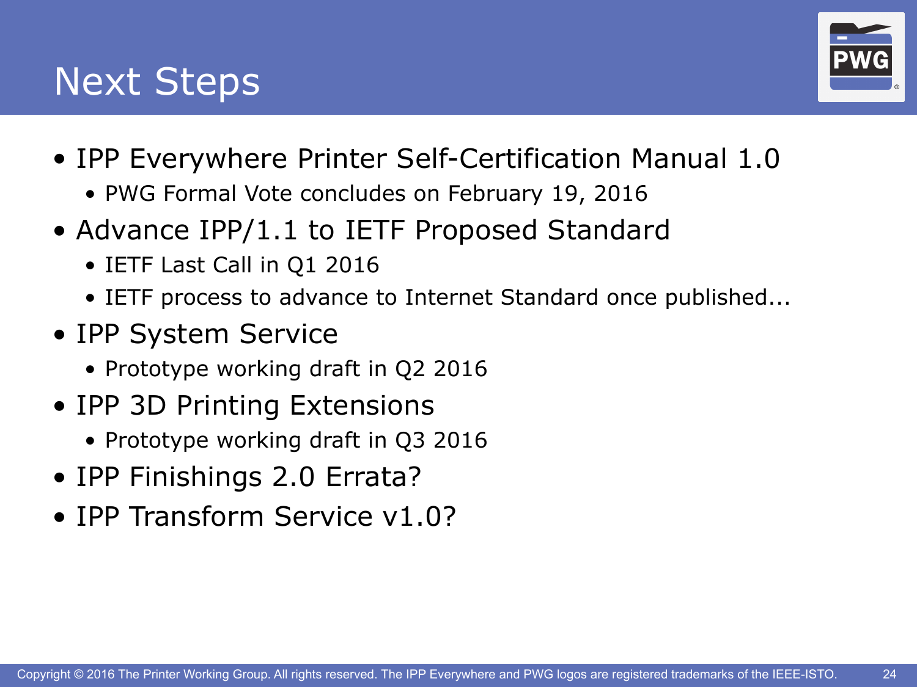# Next Steps

- IPP Everywhere Printer Self-Certification Manual 1.0
  - PWG Formal Vote concludes on February 19, 2016
- Advance IPP/1.1 to IETF Proposed Standard
  - IETF Last Call in Q1 2016
  - IETF process to advance to Internet Standard once published...
- IPP System Service
  - Prototype working draft in Q2 2016
- IPP 3D Printing Extensions
  - Prototype working draft in Q3 2016
- IPP Finishings 2.0 Errata?
- IPP Transform Service v1.0?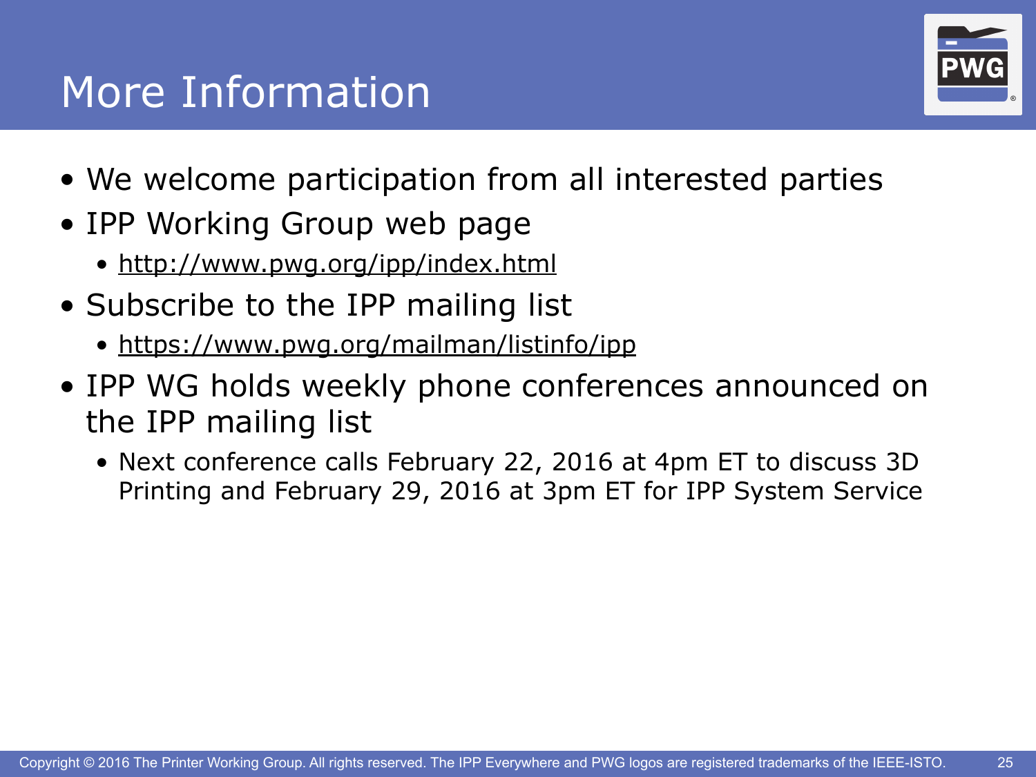# More Information

- We welcome participation from all interested parties
- IPP Working Group web page
  - http://www.pwg.org/ipp/index.html
- Subscribe to the IPP mailing list
  - https://www.pwg.org/mailman/listinfo/ipp
- IPP WG holds weekly phone conferences announced on the IPP mailing list
  - Next conference calls February 22, 2016 at 4pm ET to discuss 3D Printing and February 29, 2016 at 3pm ET for IPP System Service